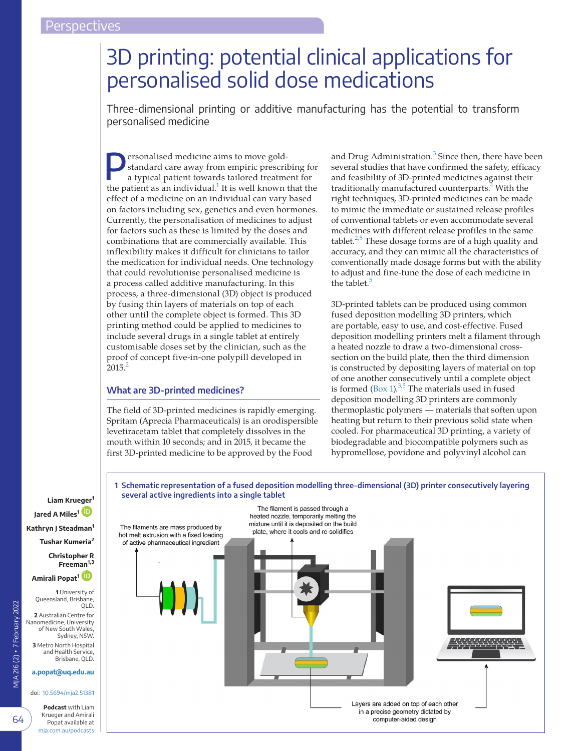Perspectives

# 3D printing: potential clinical applications for personalised solid dose medications

Three-dimensional printing or additive manufacturing has the potential to transform personalised medicine

Liam Krueger[1]
Jared A Miles[1]
Kathryn J Steadman[1]
Tushar Kumeria[2]
Christopher R Freeman[1,3]
Amirali Popat[1]

1 University of Queensland, Brisbane, QLD.
2 Australian Centre for Nanomedicine, University of New South Wales, Sydney, NSW.
3 Metro North Hospital and Health Service, Brisbane, QLD.

a.popat@uq.edu.au

doi: 10.5694/mja2.51381

**Podcast** with Liam Krueger and Amirali Popat available at mja.com.au/podcasts

Personalised medicine aims to move gold-standard care away from empiric prescribing for a typical patient towards tailored treatment for the patient as an individual.[1] It is well known that the effect of a medicine on an individual can vary based on factors including sex, genetics and even hormones. Currently, the personalisation of medicines to adjust for factors such as these is limited by the doses and combinations that are commercially available. This inflexibility makes it difficult for clinicians to tailor the medication for individual needs. One technology that could revolutionise personalised medicine is a process called additive manufacturing. In this process, a three-dimensional (3D) object is produced by fusing thin layers of materials on top of each other until the complete object is formed. This 3D printing method could be applied to medicines to include several drugs in a single tablet at entirely customisable doses set by the clinician, such as the proof of concept five-in-one polypill developed in 2015.[2]

## What are 3D-printed medicines?

The field of 3D-printed medicines is rapidly emerging. Spritam (Aprecia Pharmaceuticals) is an orodispersible levetiracetam tablet that completely dissolves in the mouth within 10 seconds; and in 2015, it became the first 3D-printed medicine to be approved by the Food and Drug Administration.[3] Since then, there have been several studies that have confirmed the safety, efficacy and feasibility of 3D-printed medicines against their traditionally manufactured counterparts.[4] With the right techniques, 3D-printed medicines can be made to mimic the immediate or sustained release profiles of conventional tablets or even accommodate several medicines with different release profiles in the same tablet.[2,5] These dosage forms are of a high quality and accuracy, and they can mimic all the characteristics of conventionally made dosage forms but with the ability to adjust and fine-tune the dose of each medicine in the tablet.[5]

3D-printed tablets can be produced using common fused deposition modelling 3D printers, which are portable, easy to use, and cost-effective. Fused deposition modelling printers melt a filament through a heated nozzle to draw a two-dimensional cross-section on the build plate, then the third dimension is constructed by depositing layers of material on top of one another consecutively until a complete object is formed (Box 1).[3,5] The materials used in fused deposition modelling 3D printers are commonly thermoplastic polymers — materials that soften upon heating but return to their previous solid state when cooled. For pharmaceutical 3D printing, a variety of biodegradable and biocompatible polymers such as hypromellose, povidone and polyvinyl alcohol can

**1 Schematic representation of a fused deposition modelling three-dimensional (3D) printer consecutively layering several active ingredients into a single tablet**

The filaments are mass produced by hot melt extrusion with a fixed loading of active pharmaceutical ingredient

The filament is passed through a heated nozzle, temporarily melting the mixture until it is deposited on the build plate, where it cools and re-solidifies

Layers are added on top of each other in a precise geometry dictated by computer-aided design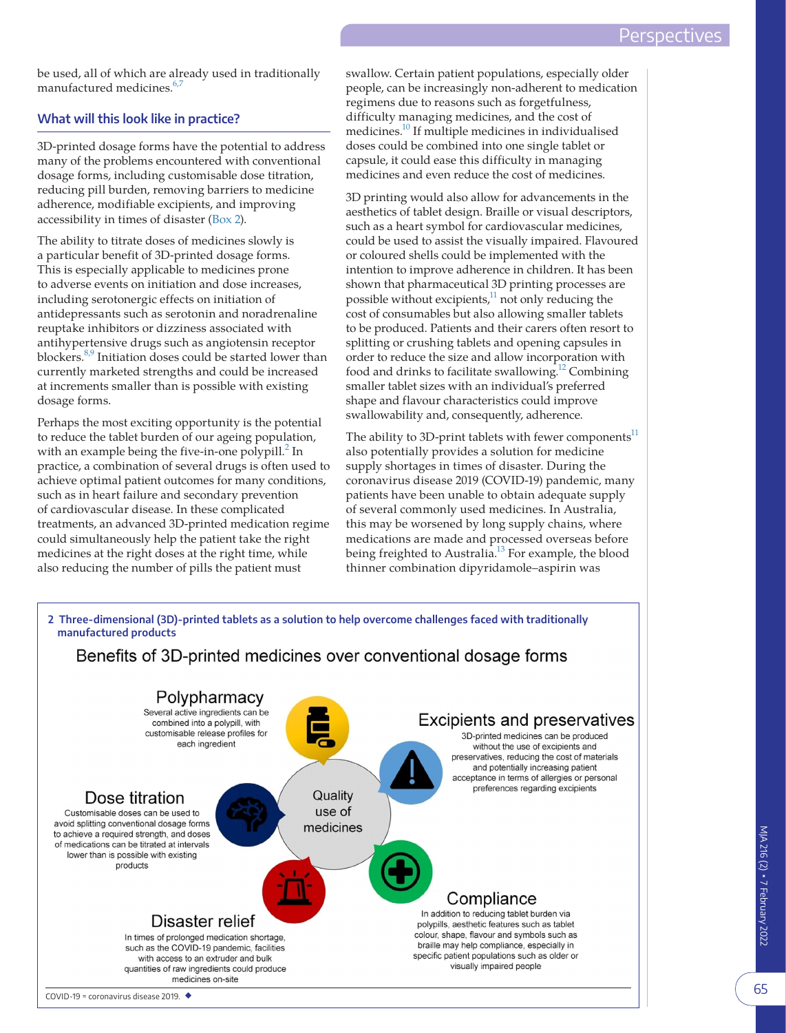be used, all of which are already used in traditionally manufactured medicines.[6,7]

## What will this look like in practice?

3D-printed dosage forms have the potential to address many of the problems encountered with conventional dosage forms, including customisable dose titration, reducing pill burden, removing barriers to medicine adherence, modifiable excipients, and improving accessibility in times of disaster (Box 2).

The ability to titrate doses of medicines slowly is a particular benefit of 3D-printed dosage forms. This is especially applicable to medicines prone to adverse events on initiation and dose increases, including serotonergic effects on initiation of antidepressants such as serotonin and noradrenaline reuptake inhibitors or dizziness associated with antihypertensive drugs such as angiotensin receptor blockers.[8,9] Initiation doses could be started lower than currently marketed strengths and could be increased at increments smaller than is possible with existing dosage forms.

Perhaps the most exciting opportunity is the potential to reduce the tablet burden of our ageing population, with an example being the five-in-one polypill.[2] In practice, a combination of several drugs is often used to achieve optimal patient outcomes for many conditions, such as in heart failure and secondary prevention of cardiovascular disease. In these complicated treatments, an advanced 3D-printed medication regime could simultaneously help the patient take the right medicines at the right doses at the right time, while also reducing the number of pills the patient must swallow. Certain patient populations, especially older people, can be increasingly non-adherent to medication regimens due to reasons such as forgetfulness, difficulty managing medicines, and the cost of medicines.[10] If multiple medicines in individualised doses could be combined into one single tablet or capsule, it could ease this difficulty in managing medicines and even reduce the cost of medicines.

3D printing would also allow for advancements in the aesthetics of tablet design. Braille or visual descriptors, such as a heart symbol for cardiovascular medicines, could be used to assist the visually impaired. Flavoured or coloured shells could be implemented with the intention to improve adherence in children. It has been shown that pharmaceutical 3D printing processes are possible without excipients,[11] not only reducing the cost of consumables but also allowing smaller tablets to be produced. Patients and their carers often resort to splitting or crushing tablets and opening capsules in order to reduce the size and allow incorporation with food and drinks to facilitate swallowing.[12] Combining smaller tablet sizes with an individual's preferred shape and flavour characteristics could improve swallowability and, consequently, adherence.

The ability to 3D-print tablets with fewer components[11] also potentially provides a solution for medicine supply shortages in times of disaster. During the coronavirus disease 2019 (COVID-19) pandemic, many patients have been unable to obtain adequate supply of several commonly used medicines. In Australia, this may be worsened by long supply chains, where medications are made and processed overseas before being freighted to Australia.[13] For example, the blood thinner combination dipyridamole–aspirin was

**2 Three-dimensional (3D)-printed tablets as a solution to help overcome challenges faced with traditionally manufactured products**

Benefits of 3D-printed medicines over conventional dosage forms

Quality use of medicines

Polypharmacy
Several active ingredients can be combined into a polypill, with customisable release profiles for each ingredient

Excipients and preservatives
3D-printed medicines can be produced without the use of excipients and preservatives, reducing the cost of materials and potentially increasing patient acceptance in terms of allergies or personal preferences regarding excipients

Dose titration
Customisable doses can be used to avoid splitting conventional dosage forms to achieve a required strength, and doses of medications can be titrated at intervals lower than is possible with existing products

Compliance
In addition to reducing tablet burden via polypills, aesthetic features such as tablet colour, shape, flavour and symbols such as braille may help compliance, especially in specific patient populations such as older or visually impaired people

Disaster relief
In times of prolonged medication shortage, such as the COVID-19 pandemic, facilities with access to an extruder and bulk quantities of raw ingredients could produce medicines on-site

COVID-19 = coronavirus disease 2019. ◆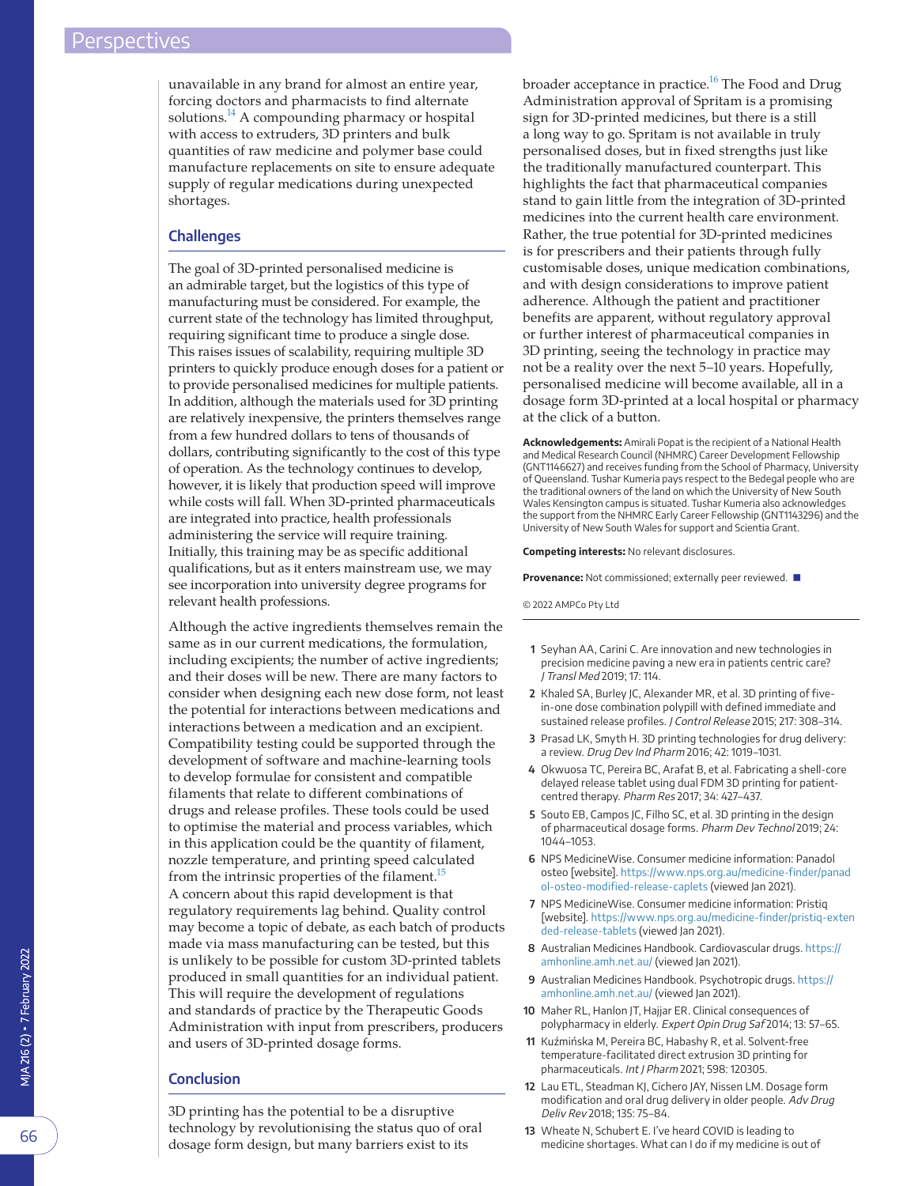unavailable in any brand for almost an entire year, forcing doctors and pharmacists to find alternate solutions.[14] A compounding pharmacy or hospital with access to extruders, 3D printers and bulk quantities of raw medicine and polymer base could manufacture replacements on site to ensure adequate supply of regular medications during unexpected shortages.

## Challenges

The goal of 3D-printed personalised medicine is an admirable target, but the logistics of this type of manufacturing must be considered. For example, the current state of the technology has limited throughput, requiring significant time to produce a single dose. This raises issues of scalability, requiring multiple 3D printers to quickly produce enough doses for a patient or to provide personalised medicines for multiple patients. In addition, although the materials used for 3D printing are relatively inexpensive, the printers themselves range from a few hundred dollars to tens of thousands of dollars, contributing significantly to the cost of this type of operation. As the technology continues to develop, however, it is likely that production speed will improve while costs will fall. When 3D-printed pharmaceuticals are integrated into practice, health professionals administering the service will require training. Initially, this training may be as specific additional qualifications, but as it enters mainstream use, we may see incorporation into university degree programs for relevant health professions.

Although the active ingredients themselves remain the same as in our current medications, the formulation, including excipients; the number of active ingredients; and their doses will be new. There are many factors to consider when designing each new dose form, not least the potential for interactions between medications and interactions between a medication and an excipient. Compatibility testing could be supported through the development of software and machine-learning tools to develop formulae for consistent and compatible filaments that relate to different combinations of drugs and release profiles. These tools could be used to optimise the material and process variables, which in this application could be the quantity of filament, nozzle temperature, and printing speed calculated from the intrinsic properties of the filament.[15] A concern about this rapid development is that regulatory requirements lag behind. Quality control may become a topic of debate, as each batch of products made via mass manufacturing can be tested, but this is unlikely to be possible for custom 3D-printed tablets produced in small quantities for an individual patient. This will require the development of regulations and standards of practice by the Therapeutic Goods Administration with input from prescribers, producers and users of 3D-printed dosage forms.

## Conclusion

3D printing has the potential to be a disruptive technology by revolutionising the status quo of oral dosage form design, but many barriers exist to its broader acceptance in practice.[16] The Food and Drug Administration approval of Spritam is a promising sign for 3D-printed medicines, but there is a still a long way to go. Spritam is not available in truly personalised doses, but in fixed strengths just like the traditionally manufactured counterpart. This highlights the fact that pharmaceutical companies stand to gain little from the integration of 3D-printed medicines into the current health care environment. Rather, the true potential for 3D-printed medicines is for prescribers and their patients through fully customisable doses, unique medication combinations, and with design considerations to improve patient adherence. Although the patient and practitioner benefits are apparent, without regulatory approval or further interest of pharmaceutical companies in 3D printing, seeing the technology in practice may not be a reality over the next 5–10 years. Hopefully, personalised medicine will become available, all in a dosage form 3D-printed at a local hospital or pharmacy at the click of a button.

**Acknowledgements:** Amirali Popat is the recipient of a National Health and Medical Research Council (NHMRC) Career Development Fellowship (GNT1146627) and receives funding from the School of Pharmacy, University of Queensland. Tushar Kumeria pays respect to the Bedegal people who are the traditional owners of the land on which the University of New South Wales Kensington campus is situated. Tushar Kumeria also acknowledges the support from the NHMRC Early Career Fellowship (GNT1143296) and the University of New South Wales for support and Scientia Grant.

**Competing interests:** No relevant disclosures.

**Provenance:** Not commissioned; externally peer reviewed. ■

© 2022 AMPCo Pty Ltd

1. Seyhan AA, Carini C. Are innovation and new technologies in precision medicine paving a new era in patients centric care? *J Transl Med* 2019; 17: 114.
2. Khaled SA, Burley JC, Alexander MR, et al. 3D printing of five-in-one dose combination polypill with defined immediate and sustained release profiles. *J Control Release* 2015; 217: 308–314.
3. Prasad LK, Smyth H. 3D printing technologies for drug delivery: a review. *Drug Dev Ind Pharm* 2016; 42: 1019–1031.
4. Okwuosa TC, Pereira BC, Arafat B, et al. Fabricating a shell-core delayed release tablet using dual FDM 3D printing for patient-centred therapy. *Pharm Res* 2017; 34: 427–437.
5. Souto EB, Campos JC, Filho SC, et al. 3D printing in the design of pharmaceutical dosage forms. *Pharm Dev Technol* 2019; 24: 1044–1053.
6. NPS MedicineWise. Consumer medicine information: Panadol osteo [website]. https://www.nps.org.au/medicine-finder/panadol-osteo-modified-release-caplets (viewed Jan 2021).
7. NPS MedicineWise. Consumer medicine information: Pristiq [website]. https://www.nps.org.au/medicine-finder/pristiq-extended-release-tablets (viewed Jan 2021).
8. Australian Medicines Handbook. Cardiovascular drugs. https://amhonline.amh.net.au/ (viewed Jan 2021).
9. Australian Medicines Handbook. Psychotropic drugs. https://amhonline.amh.net.au/ (viewed Jan 2021).
10. Maher RL, Hanlon JT, Hajjar ER. Clinical consequences of polypharmacy in elderly. *Expert Opin Drug Saf* 2014; 13: 57–65.
11. Kuźmińska M, Pereira BC, Habashy R, et al. Solvent-free temperature-facilitated direct extrusion 3D printing for pharmaceuticals. *Int J Pharm* 2021; 598: 120305.
12. Lau ETL, Steadman KJ, Cichero JAY, Nissen LM. Dosage form modification and oral drug delivery in older people. *Adv Drug Deliv Rev* 2018; 135: 75–84.
13. Wheate N, Schubert E. I've heard COVID is leading to medicine shortages. What can I do if my medicine is out of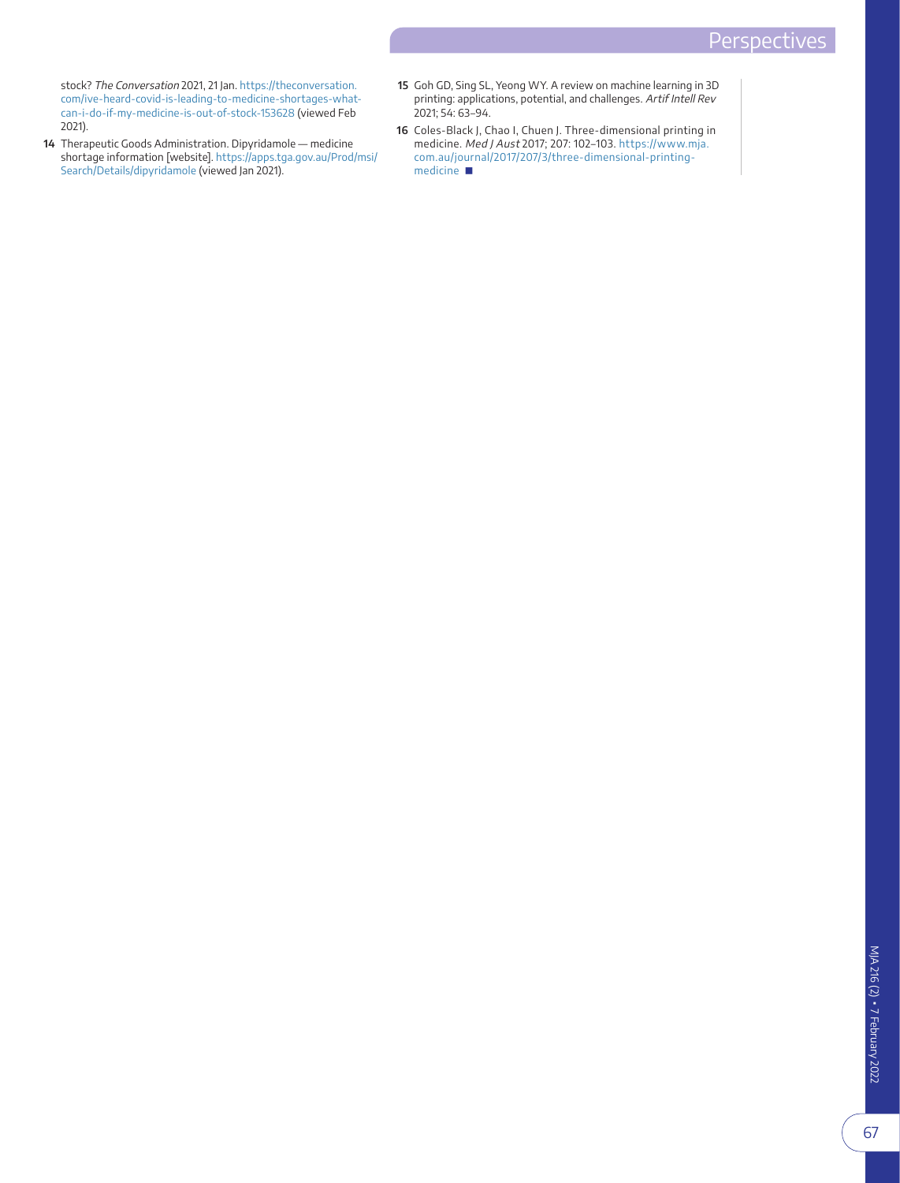stock? *The Conversation* 2021, 21 Jan. https://theconversation.com/ive-heard-covid-is-leading-to-medicine-shortages-what-can-i-do-if-my-medicine-is-out-of-stock-153628 (viewed Feb 2021).

**14** Therapeutic Goods Administration. Dipyridamole — medicine shortage information [website]. https://apps.tga.gov.au/Prod/msi/Search/Details/dipyridamole (viewed Jan 2021).

**15** Goh GD, Sing SL, Yeong WY. A review on machine learning in 3D printing: applications, potential, and challenges. *Artif Intell Rev* 2021; 54: 63–94.

**16** Coles-Black J, Chao I, Chuen J. Three-dimensional printing in medicine. *Med J Aust* 2017; 207: 102–103. https://www.mja.com.au/journal/2017/207/3/three-dimensional-printing-medicine ■